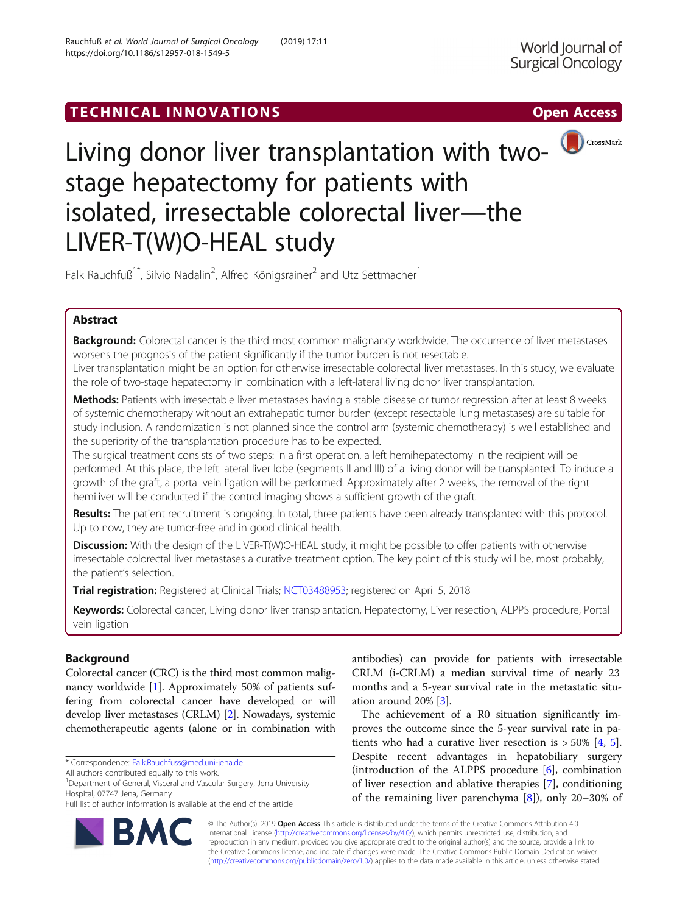TECHNICAL INNOVATIONS

Open Access

# Living donor liver transplantation with two-stage hepatectomy for patients with isolated, irresectable colorectal liver—the LIVER-T(W)O-HEAL study

Falk Rauchfuß[1*], Silvio Nadalin[2], Alfred Königsrainer[2] and Utz Settmacher[1]

## Abstract

**Background:** Colorectal cancer is the third most common malignancy worldwide. The occurrence of liver metastases worsens the prognosis of the patient significantly if the tumor burden is not resectable.

Liver transplantation might be an option for otherwise irresectable colorectal liver metastases. In this study, we evaluate the role of two-stage hepatectomy in combination with a left-lateral living donor liver transplantation.

**Methods:** Patients with irresectable liver metastases having a stable disease or tumor regression after at least 8 weeks of systemic chemotherapy without an extrahepatic tumor burden (except resectable lung metastases) are suitable for study inclusion. A randomization is not planned since the control arm (systemic chemotherapy) is well established and the superiority of the transplantation procedure has to be expected.

The surgical treatment consists of two steps: in a first operation, a left hemihepatectomy in the recipient will be performed. At this place, the left lateral liver lobe (segments II and III) of a living donor will be transplanted. To induce a growth of the graft, a portal vein ligation will be performed. Approximately after 2 weeks, the removal of the right hemiliver will be conducted if the control imaging shows a sufficient growth of the graft.

**Results:** The patient recruitment is ongoing. In total, three patients have been already transplanted with this protocol. Up to now, they are tumor-free and in good clinical health.

**Discussion:** With the design of the LIVER-T(W)O-HEAL study, it might be possible to offer patients with otherwise irresectable colorectal liver metastases a curative treatment option. The key point of this study will be, most probably, the patient's selection.

**Trial registration:** Registered at Clinical Trials; NCT03488953; registered on April 5, 2018

**Keywords:** Colorectal cancer, Living donor liver transplantation, Hepatectomy, Liver resection, ALPPS procedure, Portal vein ligation

## Background

Colorectal cancer (CRC) is the third most common malignancy worldwide [1]. Approximately 50% of patients suffering from colorectal cancer have developed or will develop liver metastases (CRLM) [2]. Nowadays, systemic chemotherapeutic agents (alone or in combination with antibodies) can provide for patients with irresectable CRLM (i-CRLM) a median survival time of nearly 23 months and a 5-year survival rate in the metastatic situation around 20% [3].

The achievement of a R0 situation significantly improves the outcome since the 5-year survival rate in patients who had a curative liver resection is > 50% [4, 5]. Despite recent advantages in hepatobiliary surgery (introduction of the ALPPS procedure [6], combination of liver resection and ablative therapies [7], conditioning of the remaining liver parenchyma [8]), only 20–30% of

\* Correspondence: Falk.Rauchfuss@med.uni-jena.de

All authors contributed equally to this work.

[1]Department of General, Visceral and Vascular Surgery, Jena University Hospital, 07747 Jena, Germany

Full list of author information is available at the end of the article

© The Author(s). 2019 **Open Access** This article is distributed under the terms of the Creative Commons Attribution 4.0 International License (http://creativecommons.org/licenses/by/4.0/), which permits unrestricted use, distribution, and reproduction in any medium, provided you give appropriate credit to the original author(s) and the source, provide a link to the Creative Commons license, and indicate if changes were made. The Creative Commons Public Domain Dedication waiver (http://creativecommons.org/publicdomain/zero/1.0/) applies to the data made available in this article, unless otherwise stated.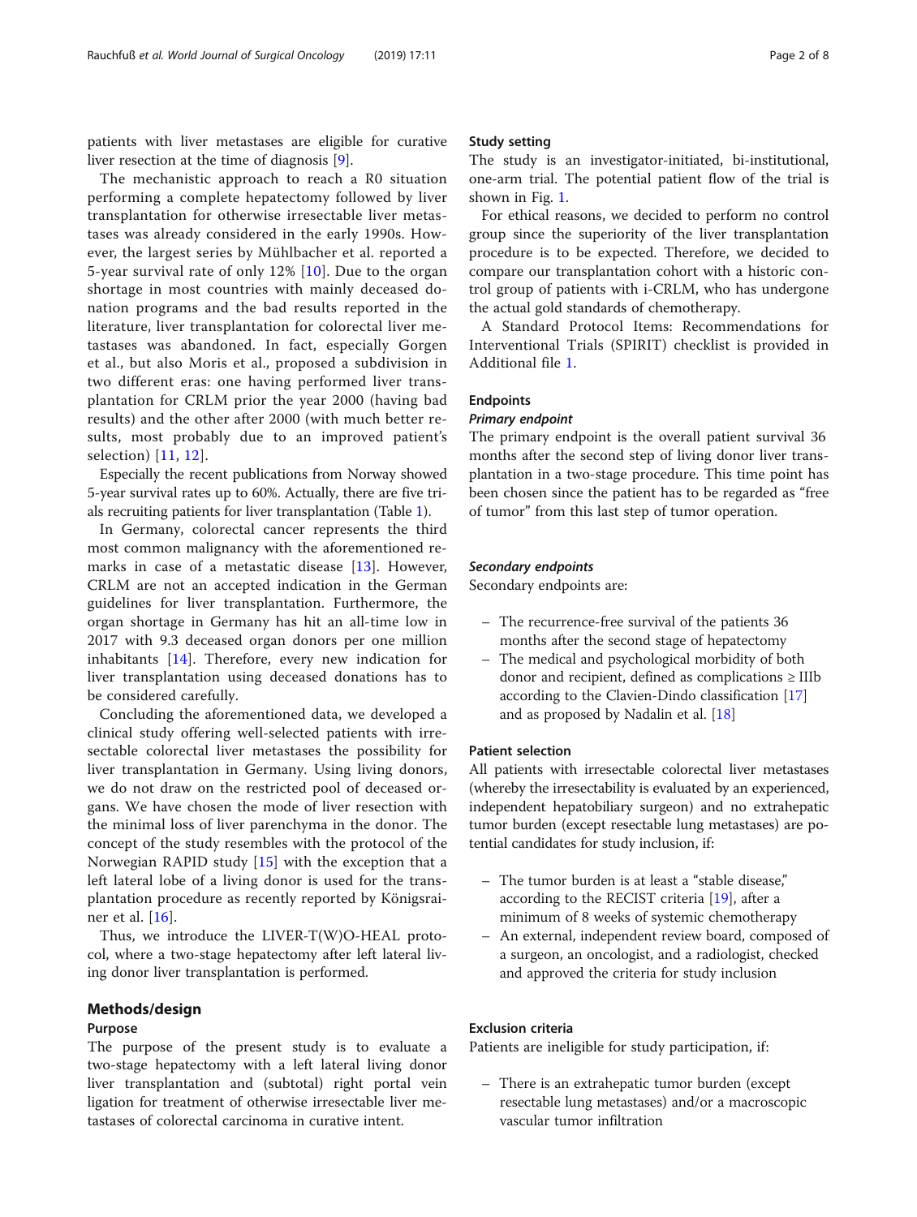patients with liver metastases are eligible for curative liver resection at the time of diagnosis [9].

The mechanistic approach to reach a R0 situation performing a complete hepatectomy followed by liver transplantation for otherwise irresectable liver metastases was already considered in the early 1990s. However, the largest series by Mühlbacher et al. reported a 5-year survival rate of only 12% [10]. Due to the organ shortage in most countries with mainly deceased donation programs and the bad results reported in the literature, liver transplantation for colorectal liver metastases was abandoned. In fact, especially Gorgen et al., but also Moris et al., proposed a subdivision in two different eras: one having performed liver transplantation for CRLM prior the year 2000 (having bad results) and the other after 2000 (with much better results, most probably due to an improved patient's selection) [11, 12].

Especially the recent publications from Norway showed 5-year survival rates up to 60%. Actually, there are five trials recruiting patients for liver transplantation (Table 1).

In Germany, colorectal cancer represents the third most common malignancy with the aforementioned remarks in case of a metastatic disease [13]. However, CRLM are not an accepted indication in the German guidelines for liver transplantation. Furthermore, the organ shortage in Germany has hit an all-time low in 2017 with 9.3 deceased organ donors per one million inhabitants [14]. Therefore, every new indication for liver transplantation using deceased donations has to be considered carefully.

Concluding the aforementioned data, we developed a clinical study offering well-selected patients with irresectable colorectal liver metastases the possibility for liver transplantation in Germany. Using living donors, we do not draw on the restricted pool of deceased organs. We have chosen the mode of liver resection with the minimal loss of liver parenchyma in the donor. The concept of the study resembles with the protocol of the Norwegian RAPID study [15] with the exception that a left lateral lobe of a living donor is used for the transplantation procedure as recently reported by Königsrainer et al. [16].

Thus, we introduce the LIVER-T(W)O-HEAL protocol, where a two-stage hepatectomy after left lateral living donor liver transplantation is performed.

## Methods/design

### Purpose

The purpose of the present study is to evaluate a two-stage hepatectomy with a left lateral living donor liver transplantation and (subtotal) right portal vein ligation for treatment of otherwise irresectable liver metastases of colorectal carcinoma in curative intent.

### Study setting

The study is an investigator-initiated, bi-institutional, one-arm trial. The potential patient flow of the trial is shown in Fig. 1.

For ethical reasons, we decided to perform no control group since the superiority of the liver transplantation procedure is to be expected. Therefore, we decided to compare our transplantation cohort with a historic control group of patients with i-CRLM, who has undergone the actual gold standards of chemotherapy.

A Standard Protocol Items: Recommendations for Interventional Trials (SPIRIT) checklist is provided in Additional file 1.

### Endpoints

#### *Primary endpoint*

The primary endpoint is the overall patient survival 36 months after the second step of living donor liver transplantation in a two-stage procedure. This time point has been chosen since the patient has to be regarded as "free of tumor" from this last step of tumor operation.

#### *Secondary endpoints*

Secondary endpoints are:

- The recurrence-free survival of the patients 36 months after the second stage of hepatectomy
- The medical and psychological morbidity of both donor and recipient, defined as complications ≥ IIIb according to the Clavien-Dindo classification [17] and as proposed by Nadalin et al. [18]

### Patient selection

All patients with irresectable colorectal liver metastases (whereby the irresectability is evaluated by an experienced, independent hepatobiliary surgeon) and no extrahepatic tumor burden (except resectable lung metastases) are potential candidates for study inclusion, if:

- The tumor burden is at least a "stable disease," according to the RECIST criteria [19], after a minimum of 8 weeks of systemic chemotherapy
- An external, independent review board, composed of a surgeon, an oncologist, and a radiologist, checked and approved the criteria for study inclusion

### Exclusion criteria

Patients are ineligible for study participation, if:

- There is an extrahepatic tumor burden (except resectable lung metastases) and/or a macroscopic vascular tumor infiltration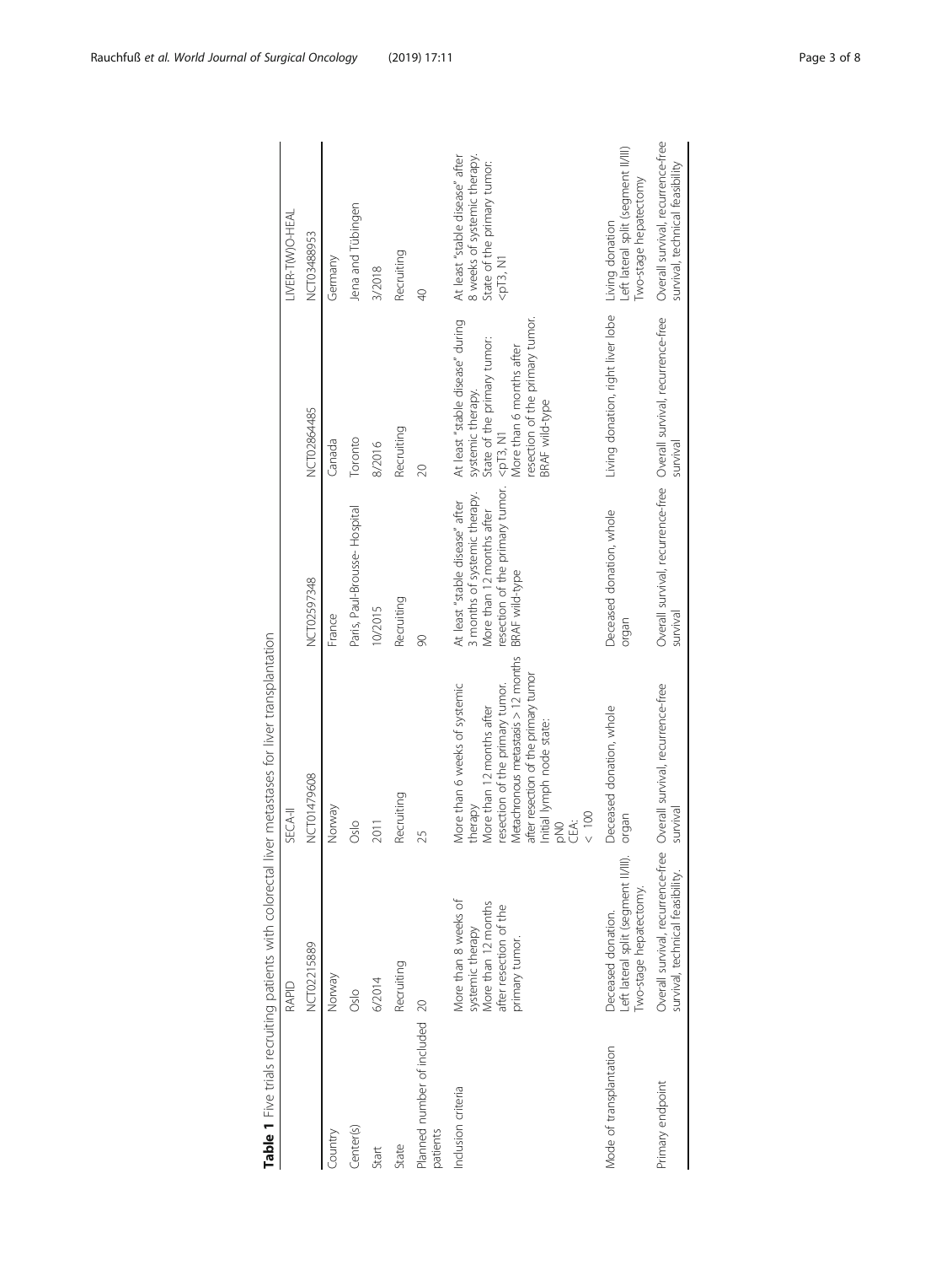**Table 1** Five trials recruiting patients with colorectal liver metastases for liver transplantation

| | RAPID | SECA-II | | | LIVER-T(W)O-HEAL |
|---|---|---|---|---|---|
| | NCT02215889 | NCT01479608 | NCT02597348 | NCT02864485 | NCT03488953 |
| Country | Norway | Norway | France | Canada | Germany |
| Center(s) | Oslo | Oslo | Paris, Paul-Brousse- Hospital | Toronto | Jena and Tübingen |
| Start | 6/2014 | 2011 | 10/2015 | 8/2016 | 3/2018 |
| State | Recruiting | Recruiting | Recruiting | Recruiting | Recruiting |
| Planned number of included patients | 20 | 25 | 90 | 20 | 40 |
| Inclusion criteria | More than 8 weeks of systemic therapy<br>More than 12 months after resection of the primary tumor. | More than 6 weeks of systemic therapy<br>More than 12 months after resection of the primary tumor.<br>Metachronous metastasis > 12 months after resection of the primary tumor<br>Initial lymph node state:<br>pN0<br>CEA:<br>< 100 | At least "stable disease" after 3 months of systemic therapy.<br>More than 12 months after resection of the primary tumor.<br>BRAF wild-type | At least "stable disease" during systemic therapy.<br>State of the primary tumor:<br><pT3, N1<br>More than 6 months after resection of the primary tumor.<br>BRAF wild-type | At least "stable disease" after 8 weeks of systemic therapy.<br>State of the primary tumor:<br><pT3, N1 |
| Mode of transplantation | Deceased donation.<br>Left lateral split (segment II/III).<br>Two-stage hepatectomy. | Deceased donation, whole organ | Deceased donation, whole organ | Living donation, right liver lobe | Living donation<br>Left lateral split (segment II/III)<br>Two-stage hepatectomy |
| Primary endpoint | Overall survival, recurrence-free survival, technical feasibility. | Overall survival, recurrence-free survival | Overall survival, recurrence-free survival | Overall survival, recurrence-free survival | Overall survival, recurrence-free survival, technical feasibility |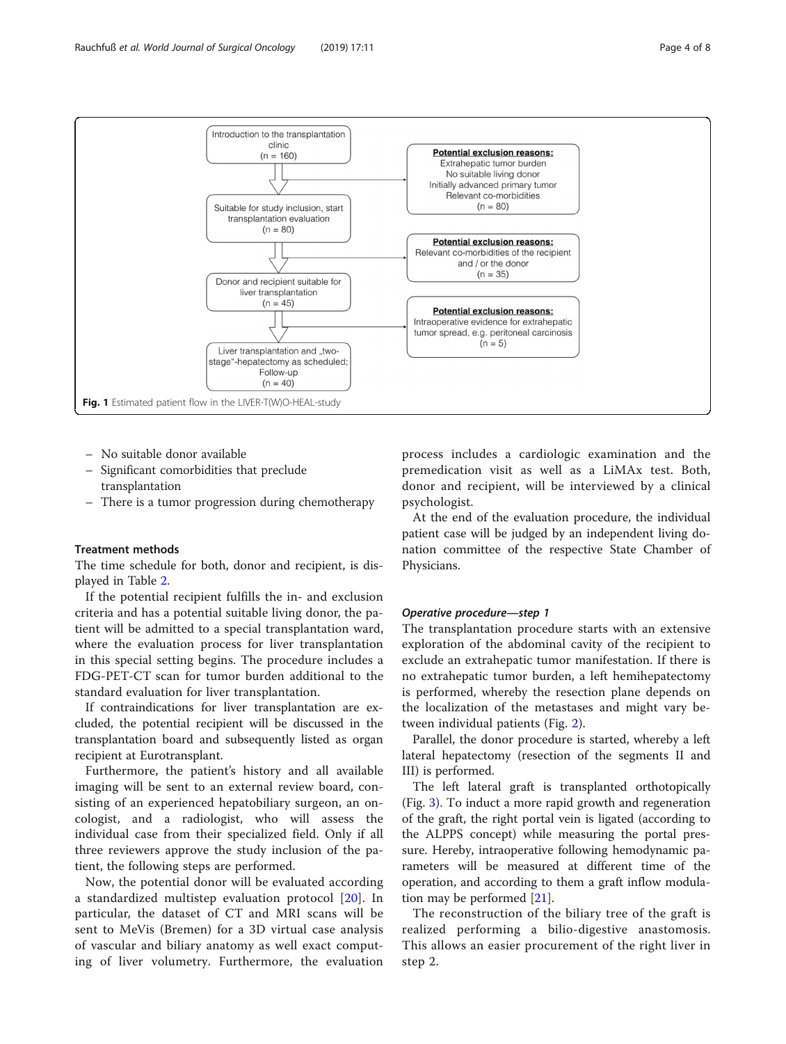Introduction to the transplantation clinic (n = 160)

Suitable for study inclusion, start transplantation evaluation (n = 80)

Donor and recipient suitable for liver transplantation (n = 45)

Liver transplantation and „two-stage"-hepatectomy as scheduled; Follow-up (n = 40)

**Potential exclusion reasons:** Extrahepatic tumor burden, No suitable living donor, Initially advanced primary tumor, Relevant co-morbidities (n = 80)

**Potential exclusion reasons:** Relevant co-morbidities of the recipient and / or the donor (n = 35)

**Potential exclusion reasons:** Intraoperative evidence for extrahepatic tumor spread, e.g. peritoneal carcinosis (n = 5)

**Fig. 1** Estimated patient flow in the LIVER-T(W)O-HEAL-study

- No suitable donor available
- Significant comorbidities that preclude transplantation
- There is a tumor progression during chemotherapy

### Treatment methods

The time schedule for both, donor and recipient, is displayed in Table 2.

If the potential recipient fulfills the in- and exclusion criteria and has a potential suitable living donor, the patient will be admitted to a special transplantation ward, where the evaluation process for liver transplantation in this special setting begins. The procedure includes a FDG-PET-CT scan for tumor burden additional to the standard evaluation for liver transplantation.

If contraindications for liver transplantation are excluded, the potential recipient will be discussed in the transplantation board and subsequently listed as organ recipient at Eurotransplant.

Furthermore, the patient's history and all available imaging will be sent to an external review board, consisting of an experienced hepatobiliary surgeon, an oncologist, and a radiologist, who will assess the individual case from their specialized field. Only if all three reviewers approve the study inclusion of the patient, the following steps are performed.

Now, the potential donor will be evaluated according a standardized multistep evaluation protocol [20]. In particular, the dataset of CT and MRI scans will be sent to MeVis (Bremen) for a 3D virtual case analysis of vascular and biliary anatomy as well exact computing of liver volumetry. Furthermore, the evaluation process includes a cardiologic examination and the premedication visit as well as a LiMAx test. Both, donor and recipient, will be interviewed by a clinical psychologist.

At the end of the evaluation procedure, the individual patient case will be judged by an independent living donation committee of the respective State Chamber of Physicians.

#### *Operative procedure—step 1*

The transplantation procedure starts with an extensive exploration of the abdominal cavity of the recipient to exclude an extrahepatic tumor manifestation. If there is no extrahepatic tumor burden, a left hemihepatectomy is performed, whereby the resection plane depends on the localization of the metastases and might vary between individual patients (Fig. 2).

Parallel, the donor procedure is started, whereby a left lateral hepatectomy (resection of the segments II and III) is performed.

The left lateral graft is transplanted orthotopically (Fig. 3). To induct a more rapid growth and regeneration of the graft, the right portal vein is ligated (according to the ALPPS concept) while measuring the portal pressure. Hereby, intraoperative following hemodynamic parameters will be measured at different time of the operation, and according to them a graft inflow modulation may be performed [21].

The reconstruction of the biliary tree of the graft is realized performing a bilio-digestive anastomosis. This allows an easier procurement of the right liver in step 2.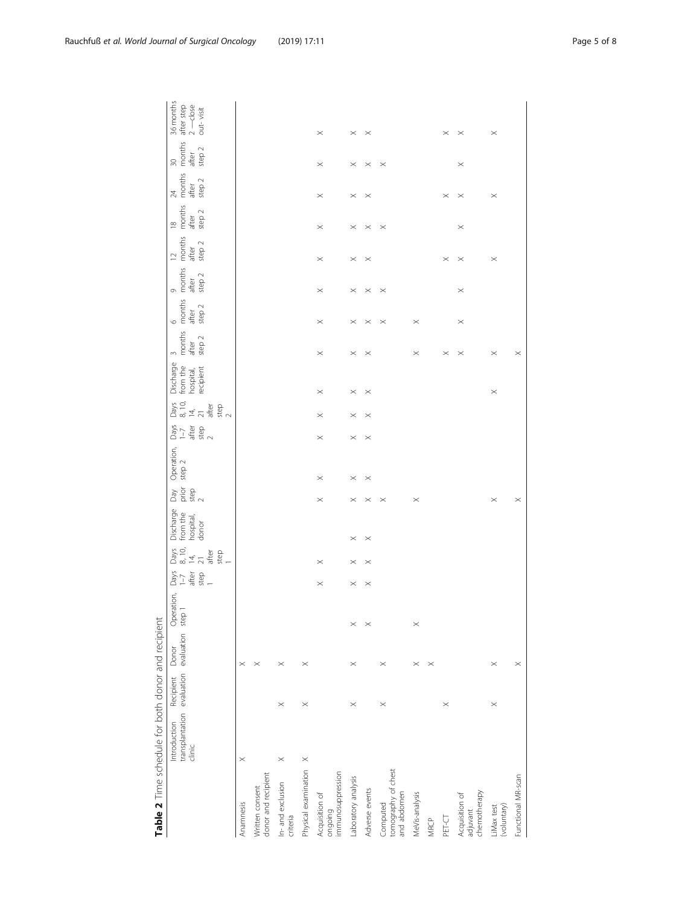**Table 2** Time schedule for both donor and recipient

| | Introduction transplantation clinic | Recipient evaluation | Donor evaluation | Operation, step 1 | Days 1–7 after step 1 | Days 8, 10, 14, 21 after step 1 | Discharge from the hospital, donor | Day prior step 2 | Operation, step 2 | Days 1–7 after step 2 | Days 8, 10, 14, 21 after step 2 | Discharge from the hospital, recipient | 3 months after step 2 | 6 months after step 2 | 9 months after step 2 | 12 months after step 2 | 18 months after step 2 | 24 months after step 2 | 30 months after step 2 | 36 months after step 2 —close out- visit |
|---|---|---|---|---|---|---|---|---|---|---|---|---|---|---|---|---|---|---|---|---|
| Anamnesis | × | | × | | | | | | | | | | | | | | | | | |
| Written consent donor and recipient | | | × | | | | | | | | | | | | | | | | | |
| In- and exclusion criteria | × | × | × | | | | | | | | | | | | | | | | | |
| Physical examination | × | × | × | | | | | | | | | | | | | | | | | |
| Acquisition of ongoing immunosuppression | | | | | × | × | | × | × | × | × | × | × | × | × | × | × | × | × | × |
| Laboratory analysis | | × | × | × | × | × | × | × | × | × | × | × | × | × | × | × | × | × | × | × |
| Adverse events | | | | × | × | × | × | × | × | × | × | × | × | × | × | × | × | × | × | × |
| Computed tomography of chest and abdomen | | × | × | | | | | × | | | | | | × | × | | × | | × | |
| MeVis-analysis | | | × | × | | | | × | | | | | × | × | | | | | | |
| MRCP | | | × | | | | | | | | | | | | | | | | | |
| PET-CT | | × | | | | | | | | | | | × | | | × | | × | | × |
| Acquisition of adjuvant chemotherapy | | | | | | | | | | | | | × | × | × | × | × | × | × | × |
| LiMax test (voluntary) | | × | × | | | | | × | | | | × | × | | | × | | × | | × |
| Functional MR-scan | | | × | | | | | × | | | | | × | | | | | | | |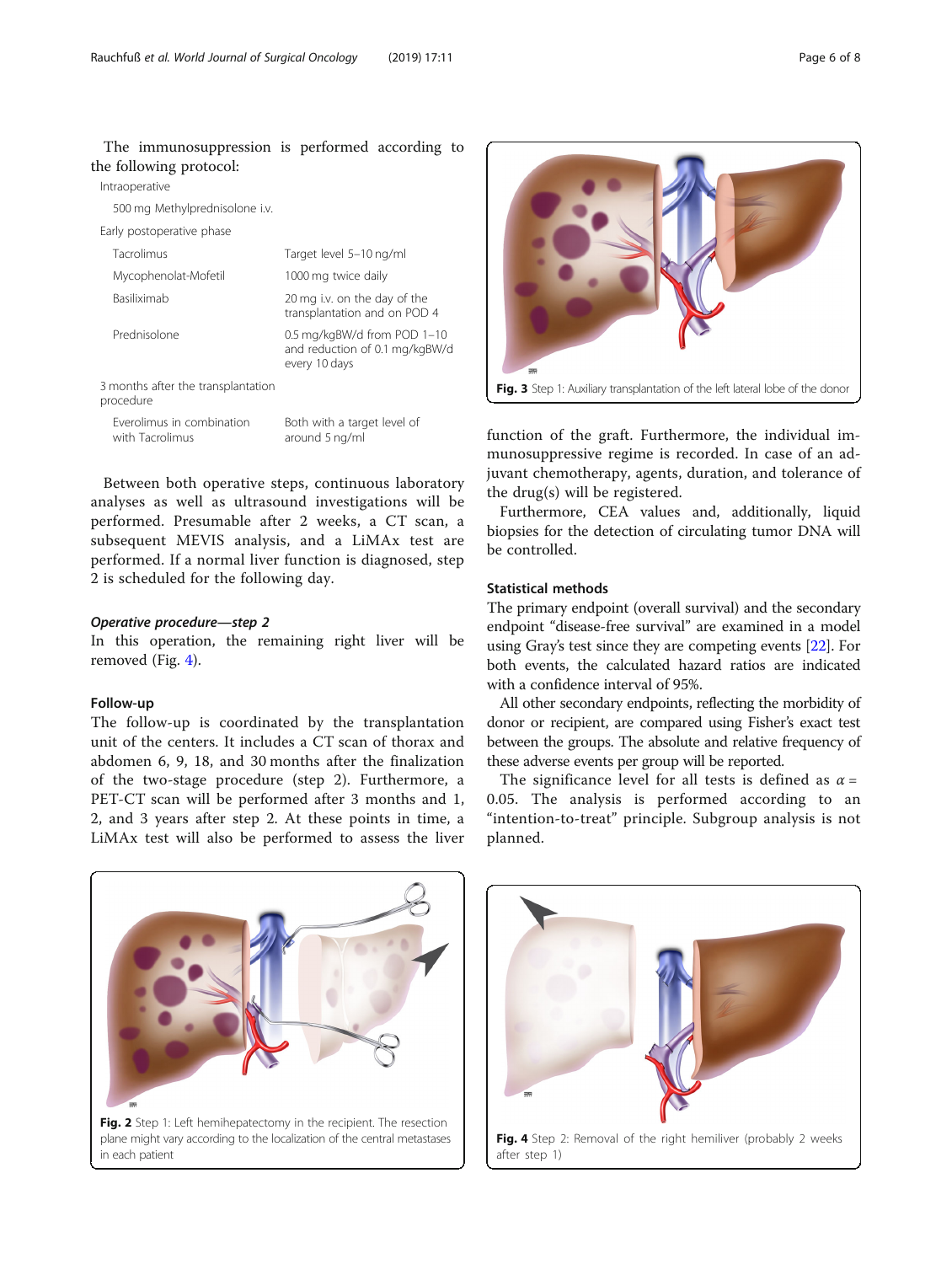The immunosuppression is performed according to the following protocol:

| | |
|---|---|
| Intraoperative | |
| 500 mg Methylprednisolone i.v. | |
| Early postoperative phase | |
| Tacrolimus | Target level 5–10 ng/ml |
| Mycophenolat-Mofetil | 1000 mg twice daily |
| Basiliximab | 20 mg i.v. on the day of the transplantation and on POD 4 |
| Prednisolone | 0.5 mg/kgBW/d from POD 1–10 and reduction of 0.1 mg/kgBW/d every 10 days |
| 3 months after the transplantation procedure | |
| Everolimus in combination with Tacrolimus | Both with a target level of around 5 ng/ml |

Between both operative steps, continuous laboratory analyses as well as ultrasound investigations will be performed. Presumable after 2 weeks, a CT scan, a subsequent MEVIS analysis, and a LiMAx test are performed. If a normal liver function is diagnosed, step 2 is scheduled for the following day.

### *Operative procedure—step 2*

In this operation, the remaining right liver will be removed (Fig. 4).

### Follow-up

The follow-up is coordinated by the transplantation unit of the centers. It includes a CT scan of thorax and abdomen 6, 9, 18, and 30 months after the finalization of the two-stage procedure (step 2). Furthermore, a PET-CT scan will be performed after 3 months and 1, 2, and 3 years after step 2. At these points in time, a LiMAx test will also be performed to assess the liver function of the graft. Furthermore, the individual immunosuppressive regime is recorded. In case of an adjuvant chemotherapy, agents, duration, and tolerance of the drug(s) will be registered.

Furthermore, CEA values and, additionally, liquid biopsies for the detection of circulating tumor DNA will be controlled.

**Fig. 3** Step 1: Auxiliary transplantation of the left lateral lobe of the donor

### Statistical methods

The primary endpoint (overall survival) and the secondary endpoint "disease-free survival" are examined in a model using Gray's test since they are competing events [22]. For both events, the calculated hazard ratios are indicated with a confidence interval of 95%.

All other secondary endpoints, reflecting the morbidity of donor or recipient, are compared using Fisher's exact test between the groups. The absolute and relative frequency of these adverse events per group will be reported.

The significance level for all tests is defined as $\alpha = 0.05$. The analysis is performed according to an "intention-to-treat" principle. Subgroup analysis is not planned.

**Fig. 2** Step 1: Left hemihepatectomy in the recipient. The resection plane might vary according to the localization of the central metastases in each patient

**Fig. 4** Step 2: Removal of the right hemiliver (probably 2 weeks after step 1)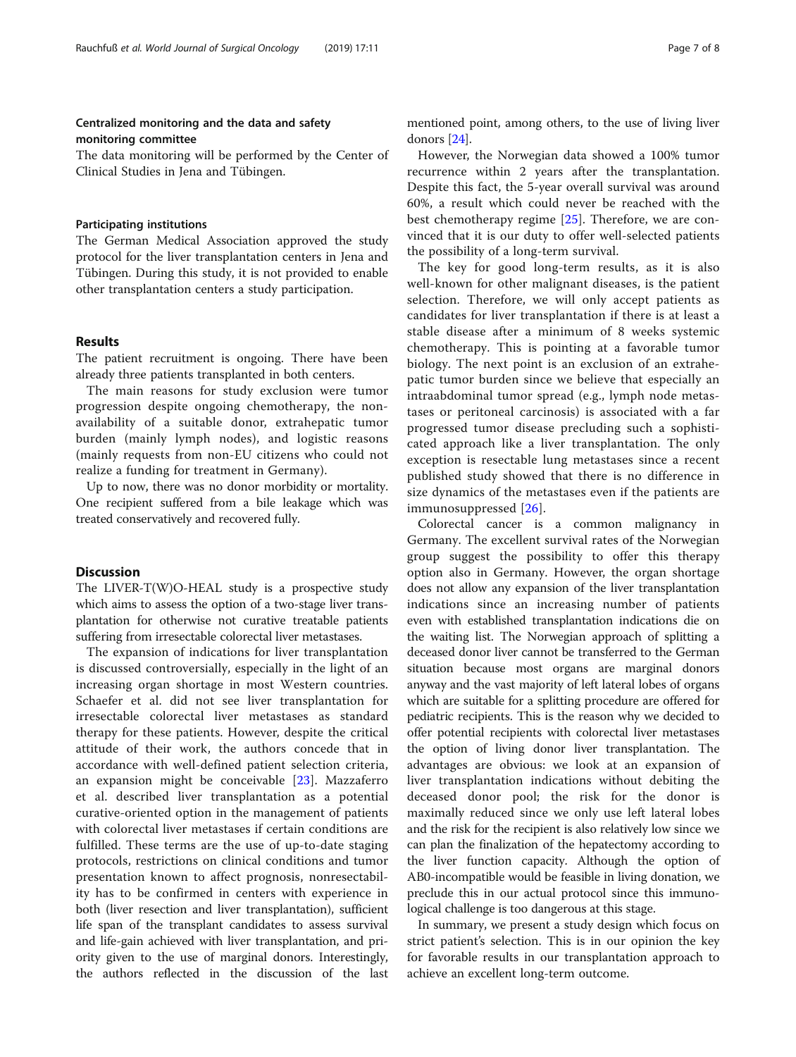### Centralized monitoring and the data and safety monitoring committee

The data monitoring will be performed by the Center of Clinical Studies in Jena and Tübingen.

### Participating institutions

The German Medical Association approved the study protocol for the liver transplantation centers in Jena and Tübingen. During this study, it is not provided to enable other transplantation centers a study participation.

## Results

The patient recruitment is ongoing. There have been already three patients transplanted in both centers.

The main reasons for study exclusion were tumor progression despite ongoing chemotherapy, the non-availability of a suitable donor, extrahepatic tumor burden (mainly lymph nodes), and logistic reasons (mainly requests from non-EU citizens who could not realize a funding for treatment in Germany).

Up to now, there was no donor morbidity or mortality. One recipient suffered from a bile leakage which was treated conservatively and recovered fully.

## Discussion

The LIVER-T(W)O-HEAL study is a prospective study which aims to assess the option of a two-stage liver transplantation for otherwise not curative treatable patients suffering from irresectable colorectal liver metastases.

The expansion of indications for liver transplantation is discussed controversially, especially in the light of an increasing organ shortage in most Western countries. Schaefer et al. did not see liver transplantation for irresectable colorectal liver metastases as standard therapy for these patients. However, despite the critical attitude of their work, the authors concede that in accordance with well-defined patient selection criteria, an expansion might be conceivable [23]. Mazzaferro et al. described liver transplantation as a potential curative-oriented option in the management of patients with colorectal liver metastases if certain conditions are fulfilled. These terms are the use of up-to-date staging protocols, restrictions on clinical conditions and tumor presentation known to affect prognosis, nonresectability has to be confirmed in centers with experience in both (liver resection and liver transplantation), sufficient life span of the transplant candidates to assess survival and life-gain achieved with liver transplantation, and priority given to the use of marginal donors. Interestingly, the authors reflected in the discussion of the last mentioned point, among others, to the use of living liver donors [24].

However, the Norwegian data showed a 100% tumor recurrence within 2 years after the transplantation. Despite this fact, the 5-year overall survival was around 60%, a result which could never be reached with the best chemotherapy regime [25]. Therefore, we are convinced that it is our duty to offer well-selected patients the possibility of a long-term survival.

The key for good long-term results, as it is also well-known for other malignant diseases, is the patient selection. Therefore, we will only accept patients as candidates for liver transplantation if there is at least a stable disease after a minimum of 8 weeks systemic chemotherapy. This is pointing at a favorable tumor biology. The next point is an exclusion of an extrahepatic tumor burden since we believe that especially an intraabdominal tumor spread (e.g., lymph node metastases or peritoneal carcinosis) is associated with a far progressed tumor disease precluding such a sophisticated approach like a liver transplantation. The only exception is resectable lung metastases since a recent published study showed that there is no difference in size dynamics of the metastases even if the patients are immunosuppressed [26].

Colorectal cancer is a common malignancy in Germany. The excellent survival rates of the Norwegian group suggest the possibility to offer this therapy option also in Germany. However, the organ shortage does not allow any expansion of the liver transplantation indications since an increasing number of patients even with established transplantation indications die on the waiting list. The Norwegian approach of splitting a deceased donor liver cannot be transferred to the German situation because most organs are marginal donors anyway and the vast majority of left lateral lobes of organs which are suitable for a splitting procedure are offered for pediatric recipients. This is the reason why we decided to offer potential recipients with colorectal liver metastases the option of living donor liver transplantation. The advantages are obvious: we look at an expansion of liver transplantation indications without debiting the deceased donor pool; the risk for the donor is maximally reduced since we only use left lateral lobes and the risk for the recipient is also relatively low since we can plan the finalization of the hepatectomy according to the liver function capacity. Although the option of AB0-incompatible would be feasible in living donation, we preclude this in our actual protocol since this immunological challenge is too dangerous at this stage.

In summary, we present a study design which focus on strict patient's selection. This is in our opinion the key for favorable results in our transplantation approach to achieve an excellent long-term outcome.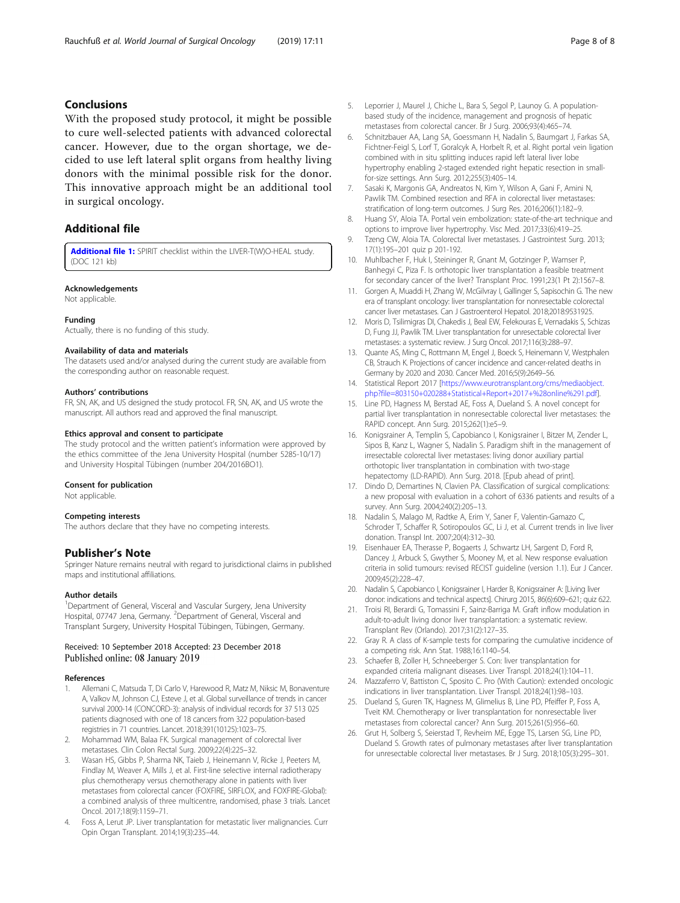## Conclusions

With the proposed study protocol, it might be possible to cure well-selected patients with advanced colorectal cancer. However, due to the organ shortage, we decided to use left lateral split organs from healthy living donors with the minimal possible risk for the donor. This innovative approach might be an additional tool in surgical oncology.

## Additional file

**Additional file 1:** SPIRIT checklist within the LIVER-T(W)O-HEAL study. (DOC 121 kb)

### Acknowledgements

Not applicable.

### Funding

Actually, there is no funding of this study.

### Availability of data and materials

The datasets used and/or analysed during the current study are available from the corresponding author on reasonable request.

### Authors' contributions

FR, SN, AK, and US designed the study protocol. FR, SN, AK, and US wrote the manuscript. All authors read and approved the final manuscript.

### Ethics approval and consent to participate

The study protocol and the written patient's information were approved by the ethics committee of the Jena University Hospital (number 5285-10/17) and University Hospital Tübingen (number 204/2016BO1).

### Consent for publication

Not applicable.

### Competing interests

The authors declare that they have no competing interests.

## Publisher's Note

Springer Nature remains neutral with regard to jurisdictional claims in published maps and institutional affiliations.

### Author details

[1]Department of General, Visceral and Vascular Surgery, Jena University Hospital, 07747 Jena, Germany. [2]Department of General, Visceral and Transplant Surgery, University Hospital Tübingen, Tübingen, Germany.

Received: 10 September 2018 Accepted: 23 December 2018
Published online: 08 January 2019

### References

1. Allemani C, Matsuda T, Di Carlo V, Harewood R, Matz M, Niksic M, Bonaventure A, Valkov M, Johnson CJ, Esteve J, et al. Global surveillance of trends in cancer survival 2000-14 (CONCORD-3): analysis of individual records for 37 513 025 patients diagnosed with one of 18 cancers from 322 population-based registries in 71 countries. Lancet. 2018;391(10125):1023–75.
2. Mohammad WM, Balaa FK. Surgical management of colorectal liver metastases. Clin Colon Rectal Surg. 2009;22(4):225–32.
3. Wasan HS, Gibbs P, Sharma NK, Taieb J, Heinemann V, Ricke J, Peeters M, Findlay M, Weaver A, Mills J, et al. First-line selective internal radiotherapy plus chemotherapy versus chemotherapy alone in patients with liver metastases from colorectal cancer (FOXFIRE, SIRFLOX, and FOXFIRE-Global): a combined analysis of three multicentre, randomised, phase 3 trials. Lancet Oncol. 2017;18(9):1159–71.
4. Foss A, Lerut JP. Liver transplantation for metastatic liver malignancies. Curr Opin Organ Transplant. 2014;19(3):235–44.
5. Leporrier J, Maurel J, Chiche L, Bara S, Segol P, Launoy G. A population-based study of the incidence, management and prognosis of hepatic metastases from colorectal cancer. Br J Surg. 2006;93(4):465–74.
6. Schnitzbauer AA, Lang SA, Goessmann H, Nadalin S, Baumgart J, Farkas SA, Fichtner-Feigl S, Lorf T, Goralcyk A, Horbelt R, et al. Right portal vein ligation combined with in situ splitting induces rapid left lateral liver lobe hypertrophy enabling 2-staged extended right hepatic resection in small-for-size settings. Ann Surg. 2012;255(3):405–14.
7. Sasaki K, Margonis GA, Andreatos N, Kim Y, Wilson A, Gani F, Amini N, Pawlik TM. Combined resection and RFA in colorectal liver metastases: stratification of long-term outcomes. J Surg Res. 2016;206(1):182–9.
8. Huang SY, Aloia TA. Portal vein embolization: state-of-the-art technique and options to improve liver hypertrophy. Visc Med. 2017;33(6):419–25.
9. Tzeng CW, Aloia TA. Colorectal liver metastases. J Gastrointest Surg. 2013;17(1):195–201 quiz p 201-192.
10. Muhlbacher F, Huk I, Steininger R, Gnant M, Gotzinger P, Wamser P, Banhegyi C, Piza F. Is orthotopic liver transplantation a feasible treatment for secondary cancer of the liver? Transplant Proc. 1991;23(1 Pt 2):1567–8.
11. Gorgen A, Muaddi H, Zhang W, McGilvray I, Gallinger S, Sapisochin G. The new era of transplant oncology: liver transplantation for nonresectable colorectal cancer liver metastases. Can J Gastroenterol Hepatol. 2018;2018:9531925.
12. Moris D, Tsilimigras DI, Chakedis J, Beal EW, Felekouras E, Vernadakis S, Schizas D, Fung JJ, Pawlik TM. Liver transplantation for unresectable colorectal liver metastases: a systematic review. J Surg Oncol. 2017;116(3):288–97.
13. Quante AS, Ming C, Rottmann M, Engel J, Boeck S, Heinemann V, Westphalen CB, Strauch K. Projections of cancer incidence and cancer-related deaths in Germany by 2020 and 2030. Cancer Med. 2016;5(9):2649–56.
14. Statistical Report 2017 [https://www.eurotransplant.org/cms/mediaobject.php?file=803150+020288+Statistical+Report+2017+%28online%291.pdf].
15. Line PD, Hagness M, Berstad AE, Foss A, Dueland S. A novel concept for partial liver transplantation in nonresectable colorectal liver metastases: the RAPID concept. Ann Surg. 2015;262(1):e5–9.
16. Konigsrainer A, Templin S, Capobianco I, Konigsrainer I, Bitzer M, Zender L, Sipos B, Kanz L, Wagner S, Nadalin S. Paradigm shift in the management of irresectable colorectal liver metastases: living donor auxiliary partial orthotopic liver transplantation in combination with two-stage hepatectomy (LD-RAPID). Ann Surg. 2018. [Epub ahead of print].
17. Dindo D, Demartines N, Clavien PA. Classification of surgical complications: a new proposal with evaluation in a cohort of 6336 patients and results of a survey. Ann Surg. 2004;240(2):205–13.
18. Nadalin S, Malago M, Radtke A, Erim Y, Saner F, Valentin-Gamazo C, Schroder T, Schaffer R, Sotiropoulos GC, Li J, et al. Current trends in live liver donation. Transpl Int. 2007;20(4):312–30.
19. Eisenhauer EA, Therasse P, Bogaerts J, Schwartz LH, Sargent D, Ford R, Dancey J, Arbuck S, Gwyther S, Mooney M, et al. New response evaluation criteria in solid tumours: revised RECIST guideline (version 1.1). Eur J Cancer. 2009;45(2):228–47.
20. Nadalin S, Capobianco I, Konigsrainer I, Harder B, Konigsrainer A: [Living liver donor: indications and technical aspects]. Chirurg 2015, 86(6):609–621; quiz 622.
21. Troisi RI, Berardi G, Tomassini F, Sainz-Barriga M. Graft inflow modulation in adult-to-adult living donor liver transplantation: a systematic review. Transplant Rev (Orlando). 2017;31(2):127–35.
22. Gray R. A class of K-sample tests for comparing the cumulative incidence of a competing risk. Ann Stat. 1988;16:1140–54.
23. Schaefer B, Zoller H, Schneeberger S. Con: liver transplantation for expanded criteria malignant diseases. Liver Transpl. 2018;24(1):104–11.
24. Mazzaferro V, Battiston C, Sposito C. Pro (With Caution): extended oncologic indications in liver transplantation. Liver Transpl. 2018;24(1):98–103.
25. Dueland S, Guren TK, Hagness M, Glimelius B, Line PD, Pfeiffer P, Foss A, Tveit KM. Chemotherapy or liver transplantation for nonresectable liver metastases from colorectal cancer? Ann Surg. 2015;261(5):956–60.
26. Grut H, Solberg S, Seierstad T, Revheim ME, Egge TS, Larsen SG, Line PD, Dueland S. Growth rates of pulmonary metastases after liver transplantation for unresectable colorectal liver metastases. Br J Surg. 2018;105(3):295–301.